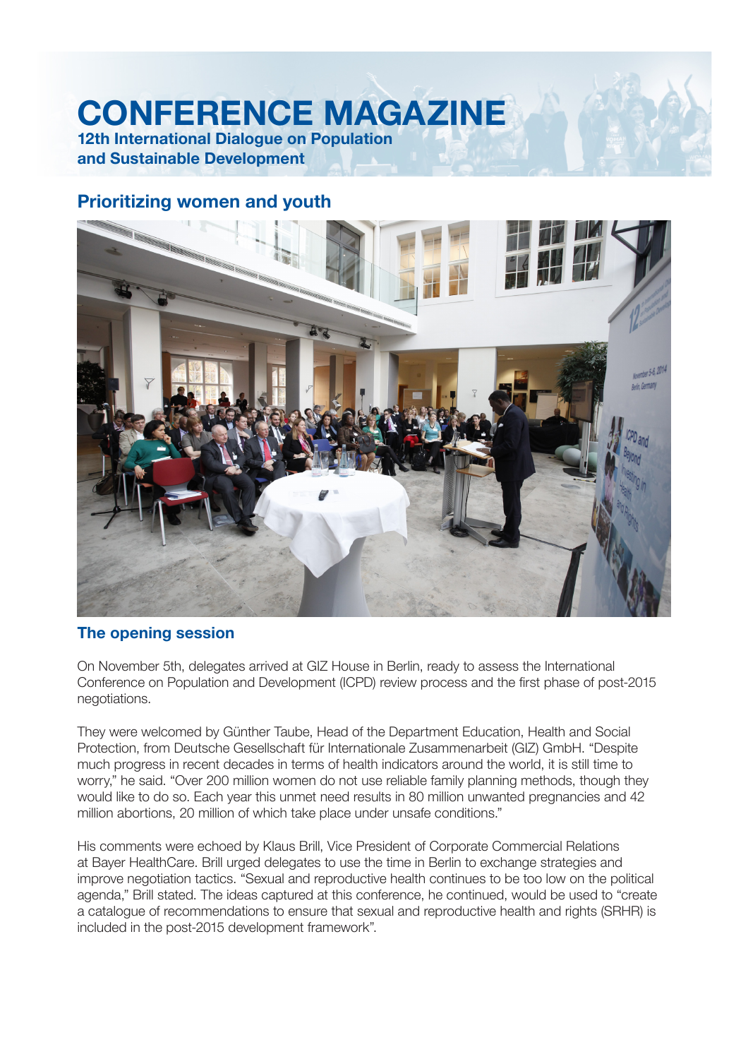# CONFERENCE MAGAZINE

**12th International Dialogue on Population and Sustainable Development**

## Prioritizing women and youth

### The opening session

On November 5th, delegates arrived at GIZ House in Berlin, ready to assess the International Conference on Population and Development (ICPD) review process and the first phase of post-2015 negotiations.

They were welcomed by Günther Taube, Head of the Department Education, Health and Social Protection, from Deutsche Gesellschaft für Internationale Zusammenarbeit (GIZ) GmbH. “Despite much progress in recent decades in terms of health indicators around the world, it is still time to worry,” he said. “Over 200 million women do not use reliable family planning methods, though they would like to do so. Each year this unmet need results in 80 million unwanted pregnancies and 42 million abortions, 20 million of which take place under unsafe conditions.”

His comments were echoed by Klaus Brill, Vice President of Corporate Commercial Relations at Bayer HealthCare. Brill urged delegates to use the time in Berlin to exchange strategies and improve negotiation tactics. “Sexual and reproductive health continues to be too low on the political agenda,” Brill stated. The ideas captured at this conference, he continued, would be used to “create a catalogue of recommendations to ensure that sexual and reproductive health and rights (SRHR) is included in the post-2015 development framework”.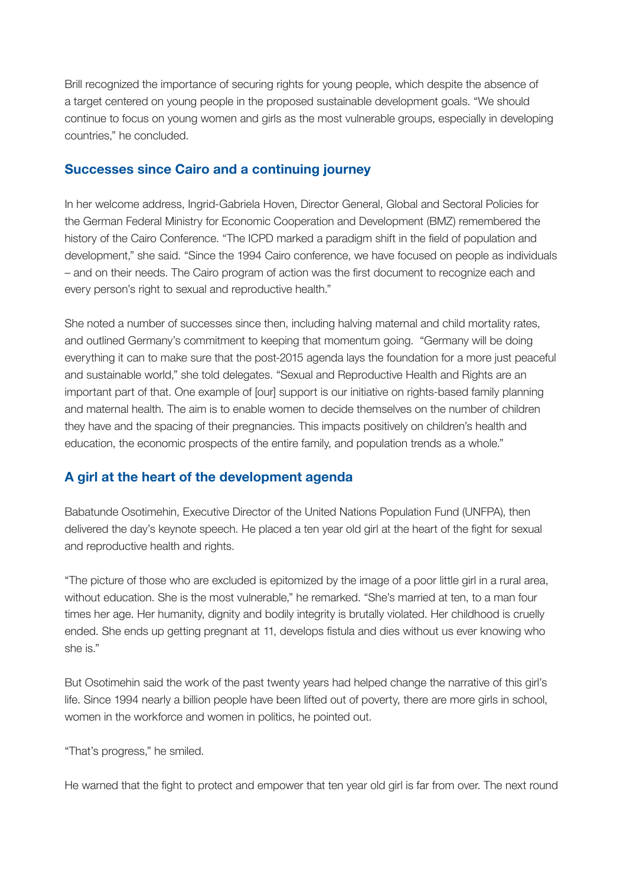Brill recognized the importance of securing rights for young people, which despite the absence of a target centered on young people in the proposed sustainable development goals. "We should continue to focus on young women and girls as the most vulnerable groups, especially in developing countries," he concluded.

## Successes since Cairo and a continuing journey

In her welcome address, Ingrid-Gabriela Hoven, Director General, Global and Sectoral Policies for the German Federal Ministry for Economic Cooperation and Development (BMZ) remembered the history of the Cairo Conference. "The ICPD marked a paradigm shift in the field of population and development," she said. "Since the 1994 Cairo conference, we have focused on people as individuals – and on their needs. The Cairo program of action was the first document to recognize each and every person's right to sexual and reproductive health."

She noted a number of successes since then, including halving maternal and child mortality rates, and outlined Germany's commitment to keeping that momentum going. "Germany will be doing everything it can to make sure that the post-2015 agenda lays the foundation for a more just peaceful and sustainable world," she told delegates. "Sexual and Reproductive Health and Rights are an important part of that. One example of [our] support is our initiative on rights-based family planning and maternal health. The aim is to enable women to decide themselves on the number of children they have and the spacing of their pregnancies. This impacts positively on children's health and education, the economic prospects of the entire family, and population trends as a whole."

## A girl at the heart of the development agenda

Babatunde Osotimehin, Executive Director of the United Nations Population Fund (UNFPA), then delivered the day's keynote speech. He placed a ten year old girl at the heart of the fight for sexual and reproductive health and rights.

"The picture of those who are excluded is epitomized by the image of a poor little girl in a rural area, without education. She is the most vulnerable," he remarked. "She's married at ten, to a man four times her age. Her humanity, dignity and bodily integrity is brutally violated. Her childhood is cruelly ended. She ends up getting pregnant at 11, develops fistula and dies without us ever knowing who she is."

But Osotimehin said the work of the past twenty years had helped change the narrative of this girl's life. Since 1994 nearly a billion people have been lifted out of poverty, there are more girls in school, women in the workforce and women in politics, he pointed out.

"That's progress," he smiled.

He warned that the fight to protect and empower that ten year old girl is far from over. The next round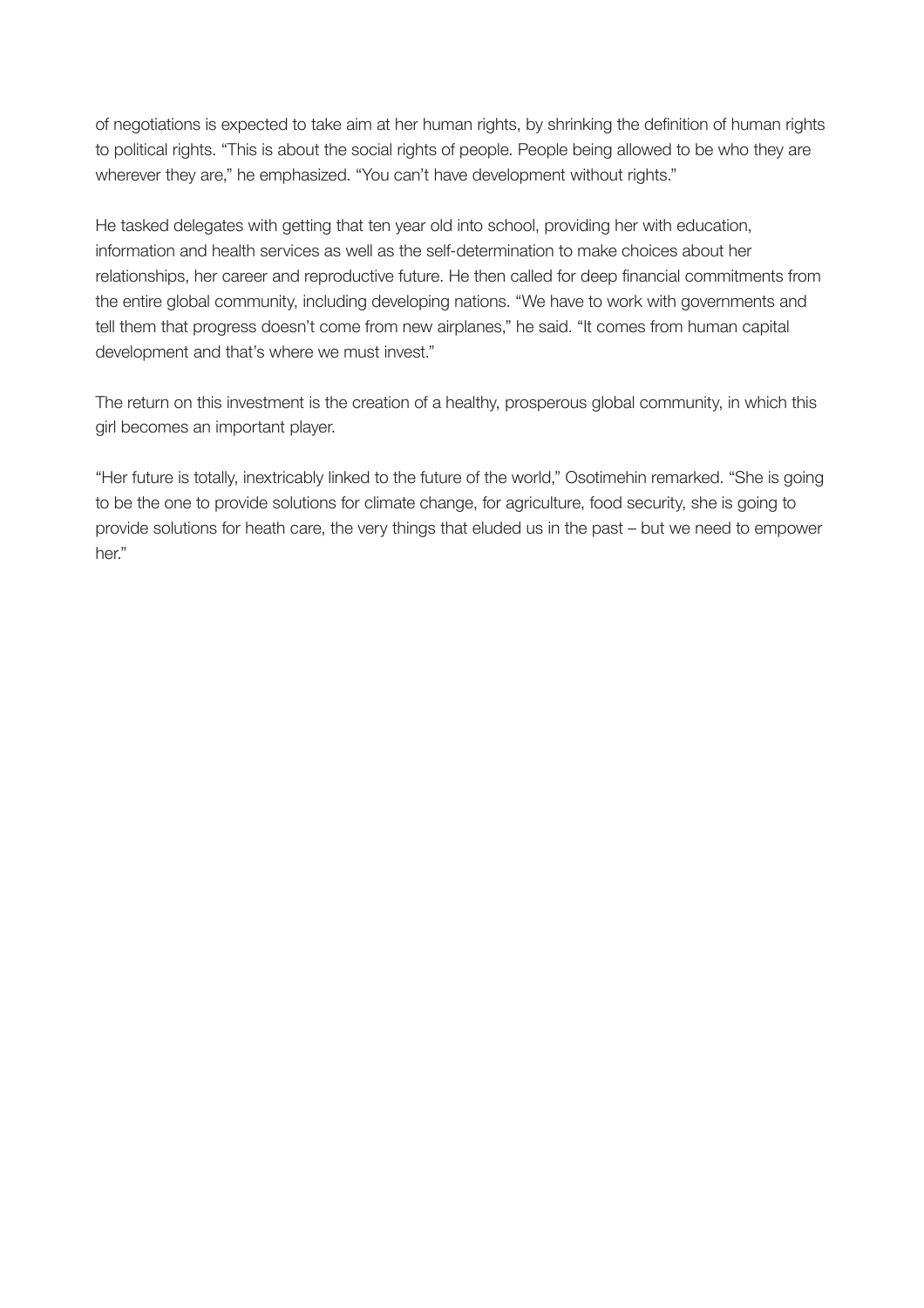of negotiations is expected to take aim at her human rights, by shrinking the definition of human rights to political rights. "This is about the social rights of people. People being allowed to be who they are wherever they are," he emphasized. "You can't have development without rights."

He tasked delegates with getting that ten year old into school, providing her with education, information and health services as well as the self-determination to make choices about her relationships, her career and reproductive future. He then called for deep financial commitments from the entire global community, including developing nations. "We have to work with governments and tell them that progress doesn't come from new airplanes," he said. "It comes from human capital development and that's where we must invest."

The return on this investment is the creation of a healthy, prosperous global community, in which this girl becomes an important player.

"Her future is totally, inextricably linked to the future of the world," Osotimehin remarked. "She is going to be the one to provide solutions for climate change, for agriculture, food security, she is going to provide solutions for heath care, the very things that eluded us in the past – but we need to empower her."